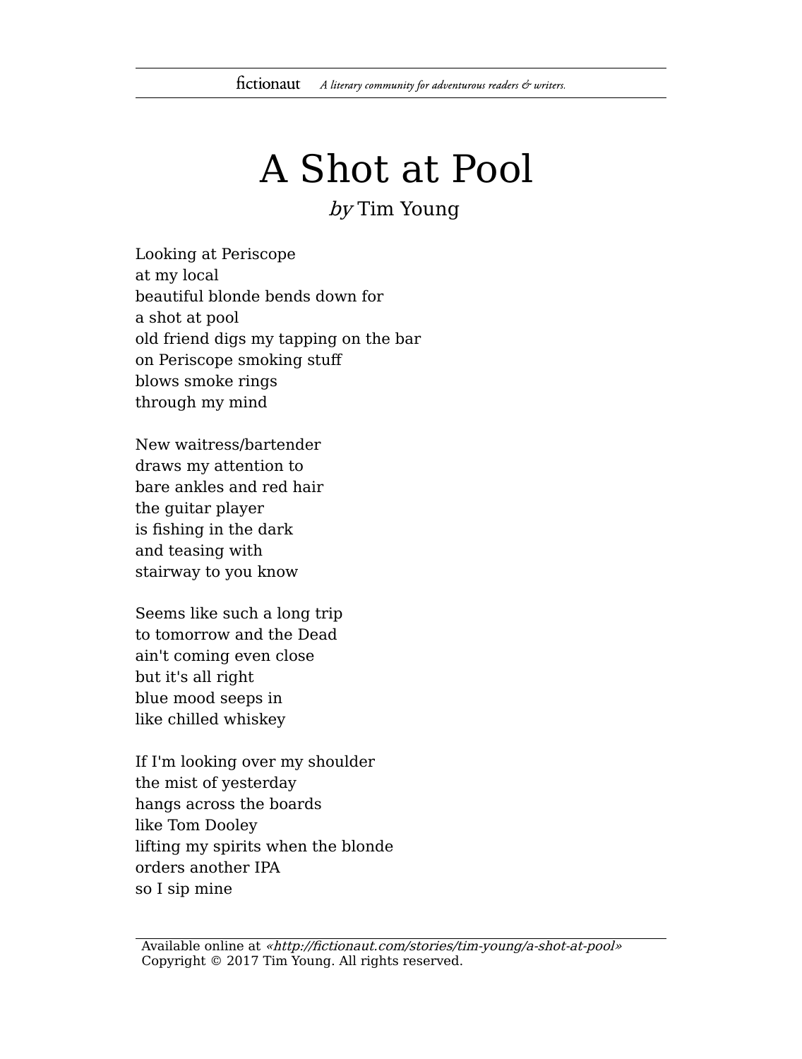# A Shot at Pool

*by* Tim Young

Looking at Periscope  
at my local  
beautiful blonde bends down for  
a shot at pool  
old friend digs my tapping on the bar  
on Periscope smoking stuff  
blows smoke rings  
through my mind

New waitress/bartender  
draws my attention to  
bare ankles and red hair  
the guitar player  
is fishing in the dark  
and teasing with  
stairway to you know

Seems like such a long trip  
to tomorrow and the Dead  
ain't coming even close  
but it's all right  
blue mood seeps in  
like chilled whiskey

If I'm looking over my shoulder  
the mist of yesterday  
hangs across the boards  
like Tom Dooley  
lifting my spirits when the blonde  
orders another IPA  
so I sip mine

Available online at *«http://fictionaut.com/stories/tim-young/a-shot-at-pool»*  
Copyright © 2017 Tim Young. All rights reserved.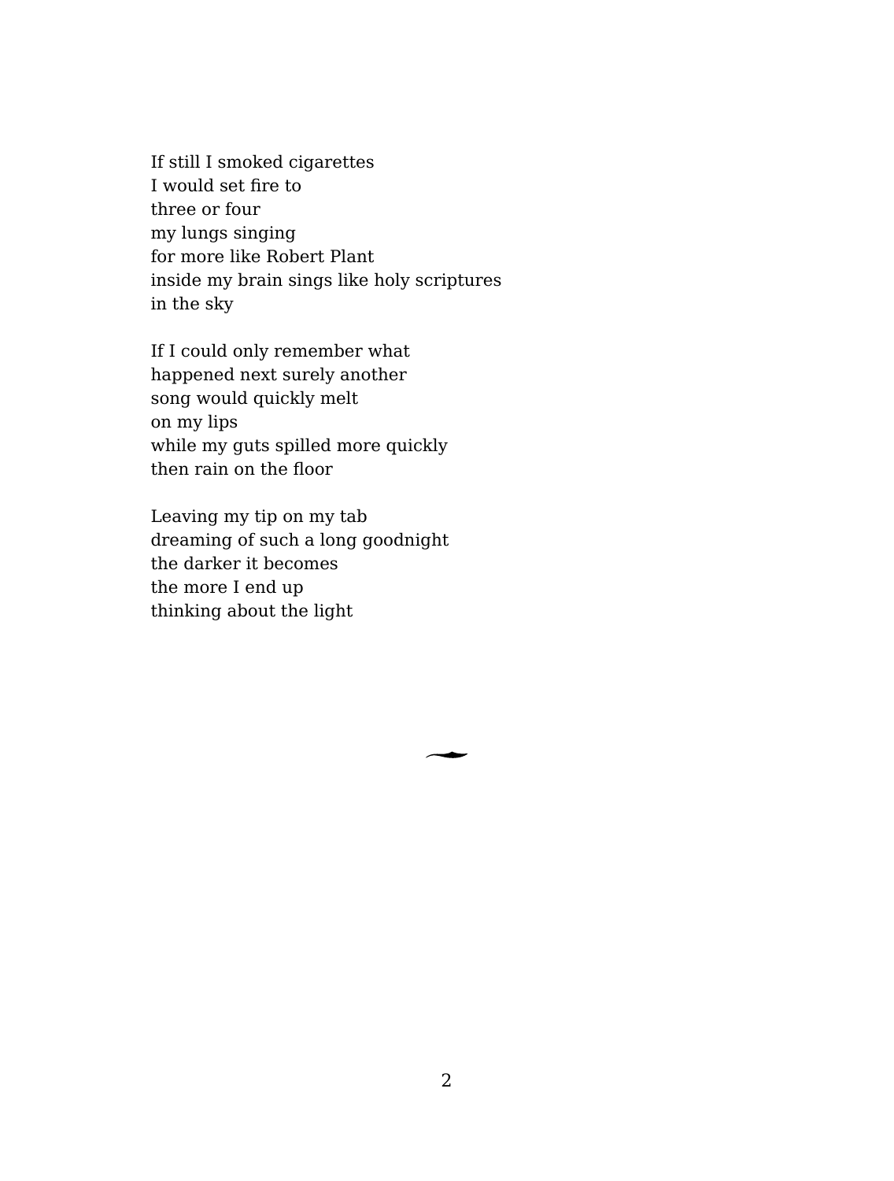If still I smoked cigarettes  
I would set fire to  
three or four  
my lungs singing  
for more like Robert Plant  
inside my brain sings like holy scriptures  
in the sky

If I could only remember what  
happened next surely another  
song would quickly melt  
on my lips  
while my guts spilled more quickly  
then rain on the floor

Leaving my tip on my tab  
dreaming of such a long goodnight  
the darker it becomes  
the more I end up  
thinking about the light